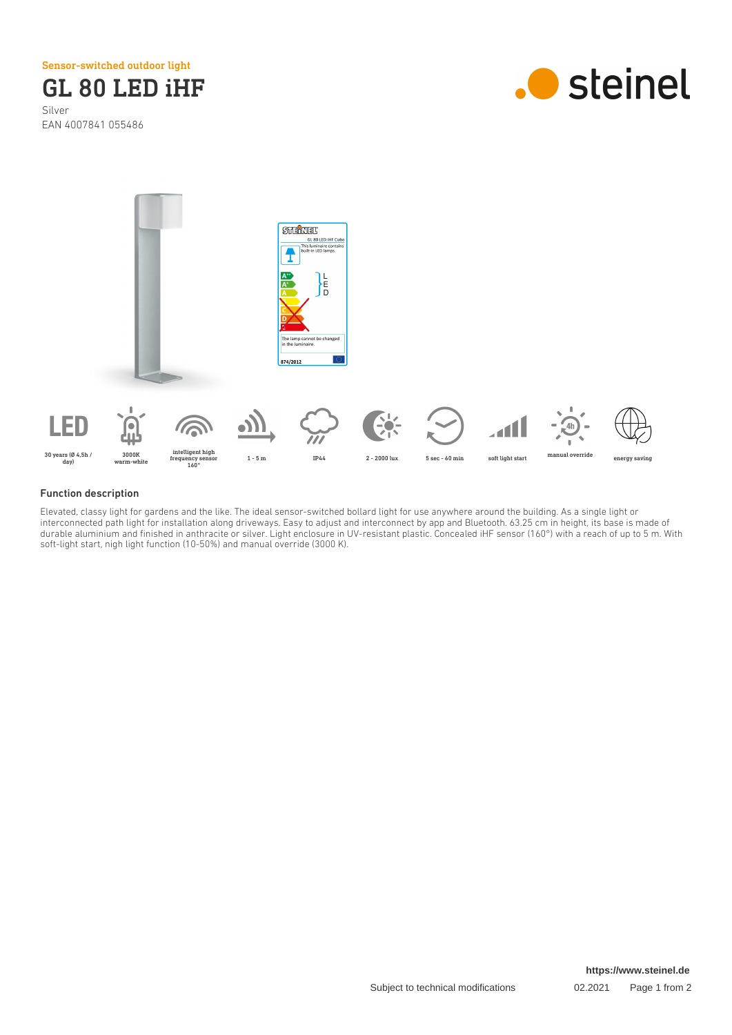Sensor-switched outdoor light

# GL 80 LED iHF

Silver

EAN 4007841 055486

LED 30 years (Ø 4,5h / day) | 3000K warm-white | intelligent high frequency sensor 160° | 1 - 5 m | IP44 | 2 - 2000 lux | 5 sec - 60 min | soft light start | manual override | energy saving

## Function description

Elevated, classy light for gardens and the like. The ideal sensor-switched bollard light for use anywhere around the building. As a single light or interconnected path light for installation along driveways. Easy to adjust and interconnect by app and Bluetooth. 63.25 cm in height, its base is made of durable aluminium and finished in anthracite or silver. Light enclosure in UV-resistant plastic. Concealed iHF sensor (160°) with a reach of up to 5 m. With soft-light start, nigh light function (10-50%) and manual override (3000 K).

https://www.steinel.de

Subject to technical modifications

02.2021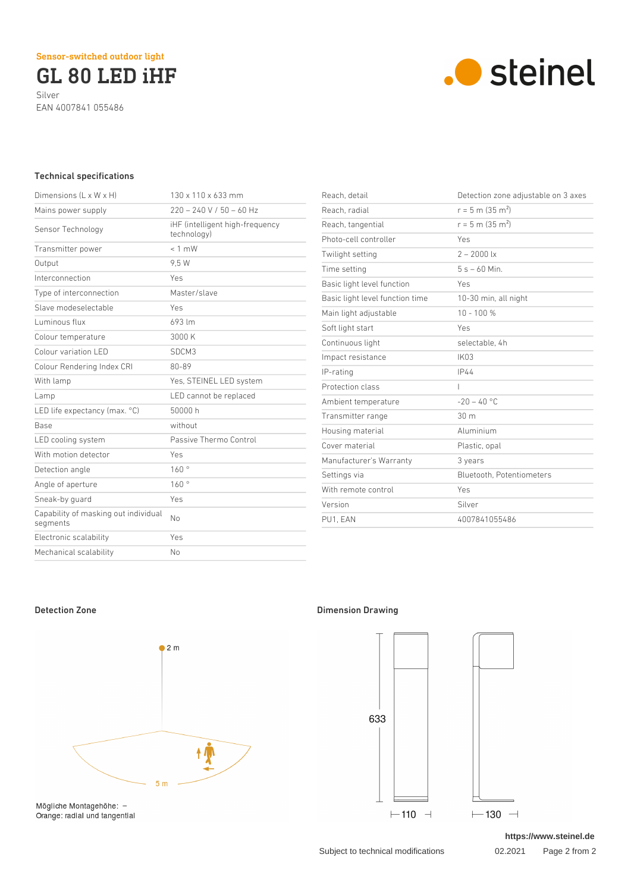Sensor-switched outdoor light

# GL 80 LED iHF

Silver
EAN 4007841 055486

steinel

## Technical specifications

| | |
|---|---|
| Dimensions (L x W x H) | 130 x 110 x 633 mm |
| Mains power supply | 220 – 240 V / 50 – 60 Hz |
| Sensor Technology | iHF (intelligent high-frequency technology) |
| Transmitter power | < 1 mW |
| Output | 9,5 W |
| Interconnection | Yes |
| Type of interconnection | Master/slave |
| Slave modeselectable | Yes |
| Luminous flux | 693 lm |
| Colour temperature | 3000 K |
| Colour variation LED | SDCM3 |
| Colour Rendering Index CRI | 80-89 |
| With lamp | Yes, STEINEL LED system |
| Lamp | LED cannot be replaced |
| LED life expectancy (max. °C) | 50000 h |
| Base | without |
| LED cooling system | Passive Thermo Control |
| With motion detector | Yes |
| Detection angle | 160 ° |
| Angle of aperture | 160 ° |
| Sneak-by guard | Yes |
| Capability of masking out individual segments | No |
| Electronic scalability | Yes |
| Mechanical scalability | No |
| Reach, detail | Detection zone adjustable on 3 axes |
| Reach, radial | r = 5 m (35 m²) |
| Reach, tangential | r = 5 m (35 m²) |
| Photo-cell controller | Yes |
| Twilight setting | 2 – 2000 lx |
| Time setting | 5 s – 60 Min. |
| Basic light level function | Yes |
| Basic light level function time | 10-30 min, all night |
| Main light adjustable | 10 - 100 % |
| Soft light start | Yes |
| Continuous light | selectable, 4h |
| Impact resistance | IK03 |
| IP-rating | IP44 |
| Protection class | I |
| Ambient temperature | -20 – 40 °C |
| Transmitter range | 30 m |
| Housing material | Aluminium |
| Cover material | Plastic, opal |
| Manufacturer's Warranty | 3 years |
| Settings via | Bluetooth, Potentiometers |
| With remote control | Yes |
| Version | Silver |
| PU1, EAN | 4007841055486 |

## Detection Zone

2 m

5 m

Mögliche Montagehöhe: –
Orange: radial und tangential

## Dimension Drawing

633

110

130

https://www.steinel.de

Subject to technical modifications

02.2021